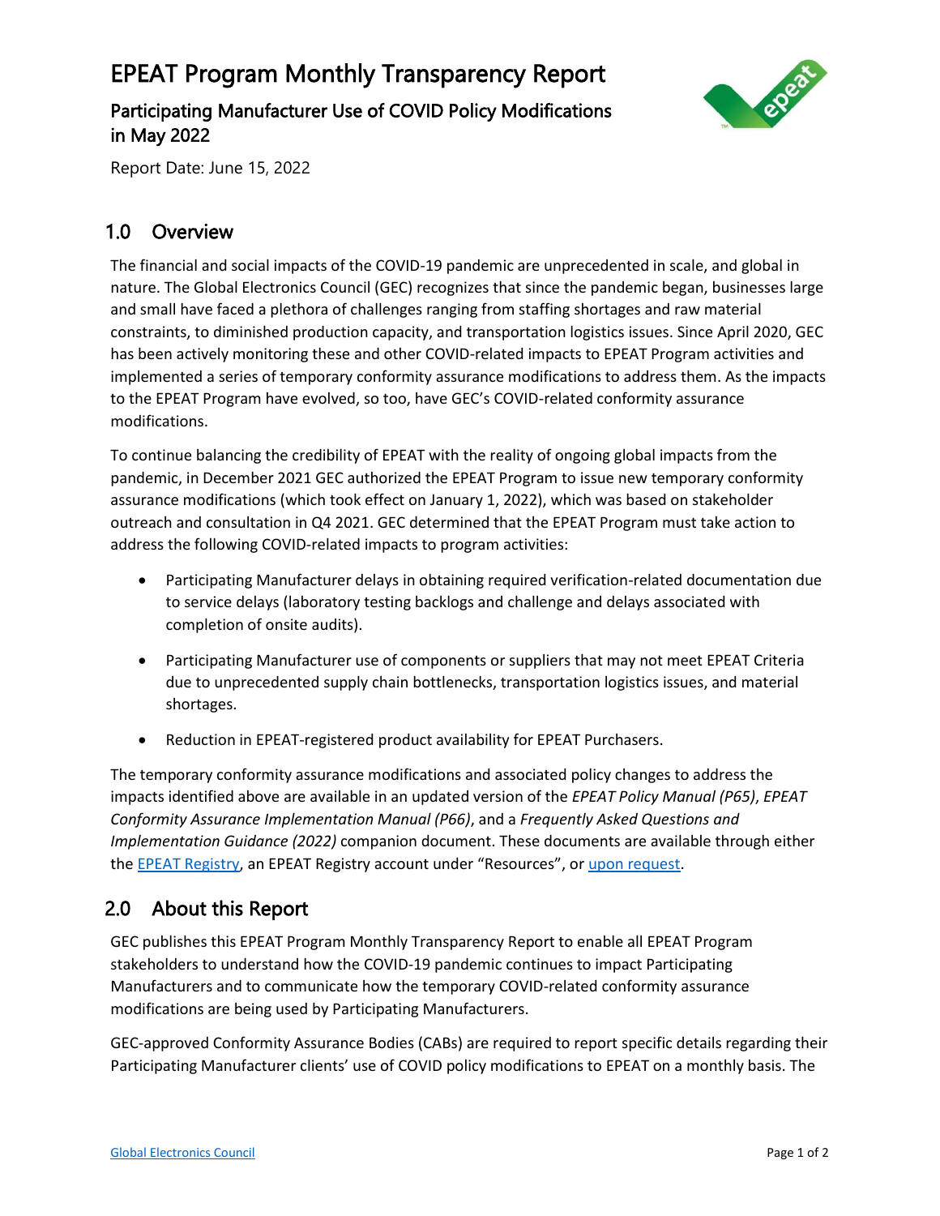# EPEAT Program Monthly Transparency Report

## Participating Manufacturer Use of COVID Policy Modifications in May 2022

Report Date: June 15, 2022

## 1.0 Overview

The financial and social impacts of the COVID-19 pandemic are unprecedented in scale, and global in nature. The Global Electronics Council (GEC) recognizes that since the pandemic began, businesses large and small have faced a plethora of challenges ranging from staffing shortages and raw material constraints, to diminished production capacity, and transportation logistics issues. Since April 2020, GEC has been actively monitoring these and other COVID-related impacts to EPEAT Program activities and implemented a series of temporary conformity assurance modifications to address them. As the impacts to the EPEAT Program have evolved, so too, have GEC's COVID-related conformity assurance modifications.

To continue balancing the credibility of EPEAT with the reality of ongoing global impacts from the pandemic, in December 2021 GEC authorized the EPEAT Program to issue new temporary conformity assurance modifications (which took effect on January 1, 2022), which was based on stakeholder outreach and consultation in Q4 2021. GEC determined that the EPEAT Program must take action to address the following COVID-related impacts to program activities:

- Participating Manufacturer delays in obtaining required verification-related documentation due to service delays (laboratory testing backlogs and challenge and delays associated with completion of onsite audits).
- Participating Manufacturer use of components or suppliers that may not meet EPEAT Criteria due to unprecedented supply chain bottlenecks, transportation logistics issues, and material shortages.
- Reduction in EPEAT-registered product availability for EPEAT Purchasers.

The temporary conformity assurance modifications and associated policy changes to address the impacts identified above are available in an updated version of the *EPEAT Policy Manual (P65)*, *EPEAT Conformity Assurance Implementation Manual (P66)*, and a *Frequently Asked Questions and Implementation Guidance (2022)* companion document. These documents are available through either the [EPEAT Registry](), an EPEAT Registry account under "Resources", or [upon request]().

## 2.0 About this Report

GEC publishes this EPEAT Program Monthly Transparency Report to enable all EPEAT Program stakeholders to understand how the COVID-19 pandemic continues to impact Participating Manufacturers and to communicate how the temporary COVID-related conformity assurance modifications are being used by Participating Manufacturers.

GEC-approved Conformity Assurance Bodies (CABs) are required to report specific details regarding their Participating Manufacturer clients' use of COVID policy modifications to EPEAT on a monthly basis. The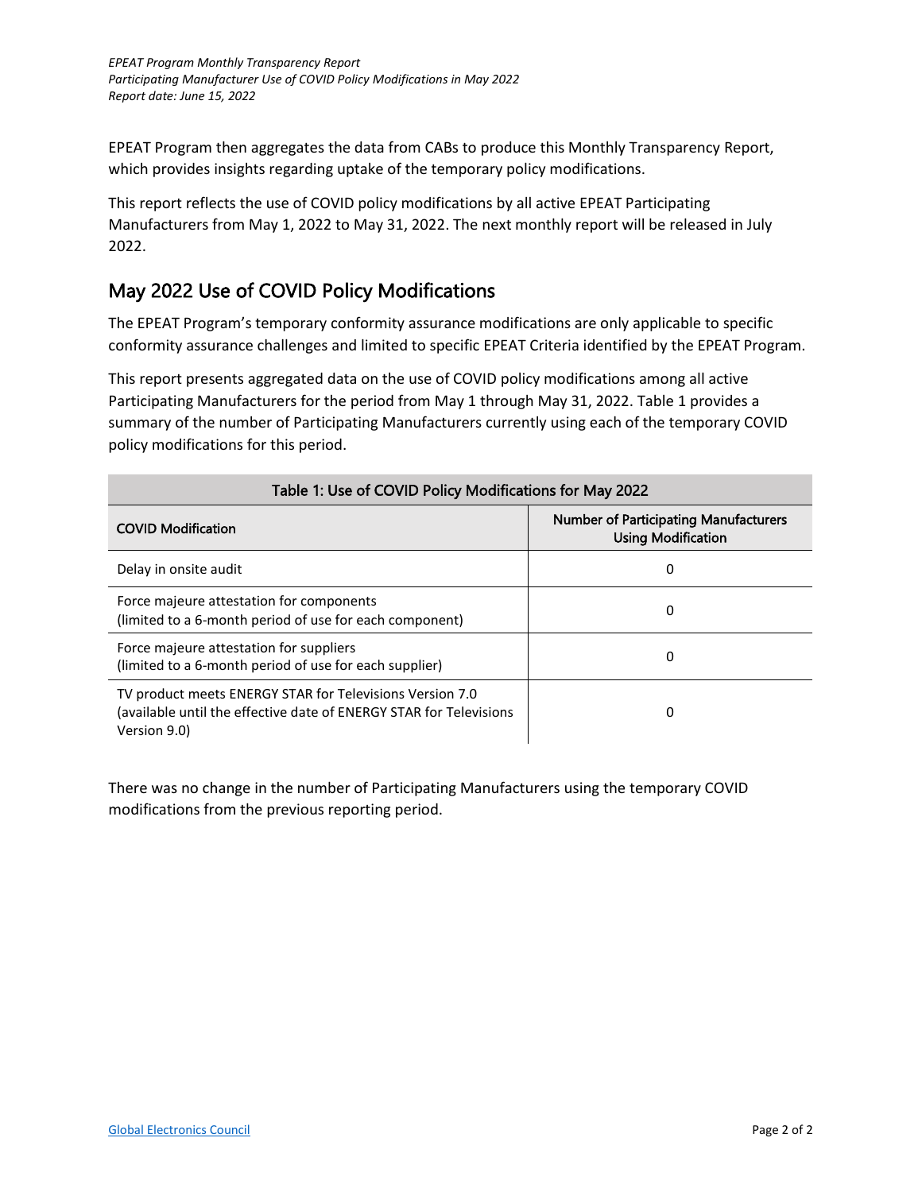EPEAT Program then aggregates the data from CABs to produce this Monthly Transparency Report, which provides insights regarding uptake of the temporary policy modifications.

This report reflects the use of COVID policy modifications by all active EPEAT Participating Manufacturers from May 1, 2022 to May 31, 2022. The next monthly report will be released in July 2022.

## May 2022 Use of COVID Policy Modifications

The EPEAT Program's temporary conformity assurance modifications are only applicable to specific conformity assurance challenges and limited to specific EPEAT Criteria identified by the EPEAT Program.

This report presents aggregated data on the use of COVID policy modifications among all active Participating Manufacturers for the period from May 1 through May 31, 2022. Table 1 provides a summary of the number of Participating Manufacturers currently using each of the temporary COVID policy modifications for this period.

Table 1: Use of COVID Policy Modifications for May 2022

| COVID Modification | Number of Participating Manufacturers Using Modification |
|---|---|
| Delay in onsite audit | 0 |
| Force majeure attestation for components (limited to a 6-month period of use for each component) | 0 |
| Force majeure attestation for suppliers (limited to a 6-month period of use for each supplier) | 0 |
| TV product meets ENERGY STAR for Televisions Version 7.0 (available until the effective date of ENERGY STAR for Televisions Version 9.0) | 0 |

There was no change in the number of Participating Manufacturers using the temporary COVID modifications from the previous reporting period.